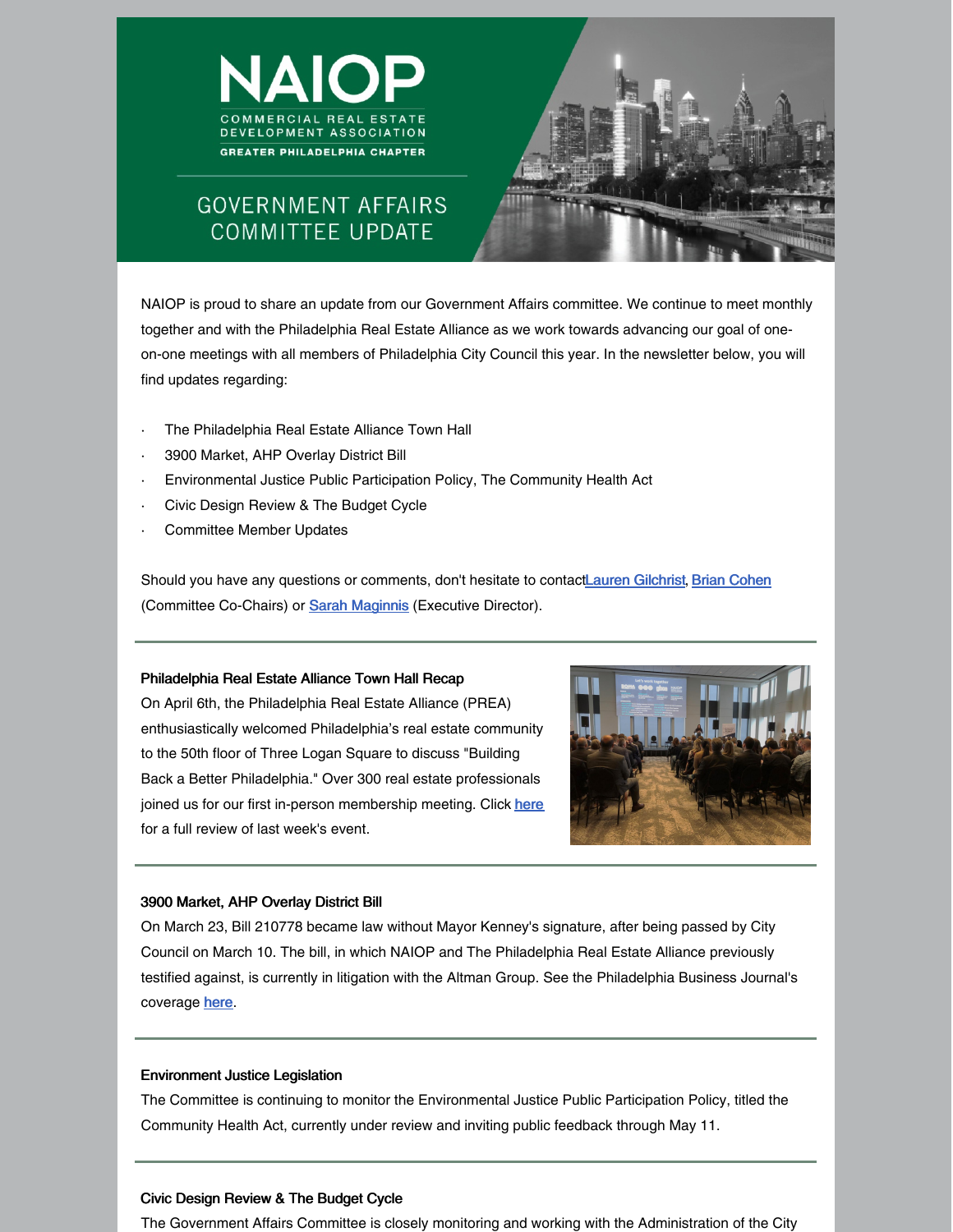# NAIOP

COMMERCIAL REAL ESTATE DEVELOPMENT ASSOCIATION

GREATER PHILADELPHIA CHAPTER

## GOVERNMENT AFFAIRS COMMITTEE UPDATE

NAIOP is proud to share an update from our Government Affairs committee. We continue to meet monthly together and with the Philadelphia Real Estate Alliance as we work towards advancing our goal of one-on-one meetings with all members of Philadelphia City Council this year. In the newsletter below, you will find updates regarding:

- The Philadelphia Real Estate Alliance Town Hall
- 3900 Market, AHP Overlay District Bill
- Environmental Justice Public Participation Policy, The Community Health Act
- Civic Design Review & The Budget Cycle
- Committee Member Updates

Should you have any questions or comments, don't hesitate to contactLauren Gilchrist, Brian Cohen (Committee Co-Chairs) or Sarah Maginnis (Executive Director).

---

**Philadelphia Real Estate Alliance Town Hall Recap**

On April 6th, the Philadelphia Real Estate Alliance (PREA) enthusiastically welcomed Philadelphia's real estate community to the 50th floor of Three Logan Square to discuss "Building Back a Better Philadelphia." Over 300 real estate professionals joined us for our first in-person membership meeting. Click here for a full review of last week's event.

---

**3900 Market, AHP Overlay District Bill**

On March 23, Bill 210778 became law without Mayor Kenney's signature, after being passed by City Council on March 10. The bill, in which NAIOP and The Philadelphia Real Estate Alliance previously testified against, is currently in litigation with the Altman Group. See the Philadelphia Business Journal's coverage here.

---

**Environment Justice Legislation**

The Committee is continuing to monitor the Environmental Justice Public Participation Policy, titled the Community Health Act, currently under review and inviting public feedback through May 11.

---

**Civic Design Review & The Budget Cycle**

The Government Affairs Committee is closely monitoring and working with the Administration of the City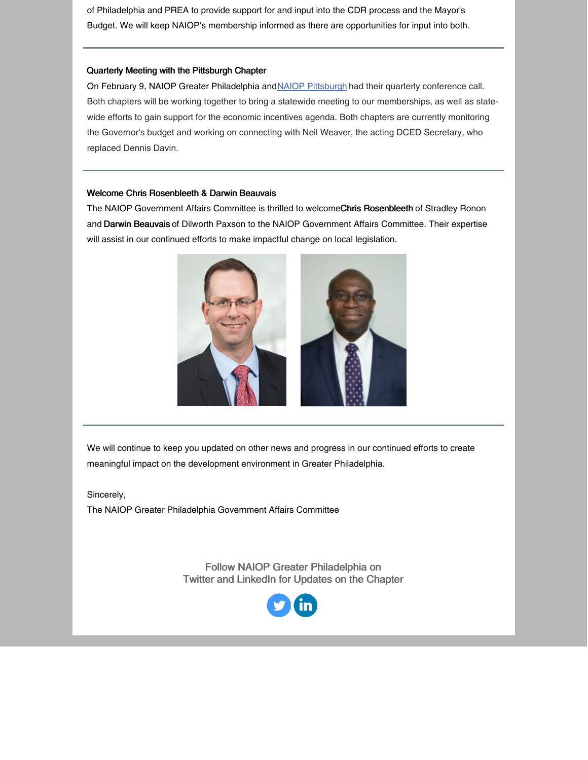of Philadelphia and PREA to provide support for and input into the CDR process and the Mayor's Budget. We will keep NAIOP's membership informed as there are opportunities for input into both.

---

**Quarterly Meeting with the Pittsburgh Chapter**

On February 9, NAIOP Greater Philadelphia and NAIOP Pittsburgh had their quarterly conference call. Both chapters will be working together to bring a statewide meeting to our memberships, as well as state-wide efforts to gain support for the economic incentives agenda. Both chapters are currently monitoring the Governor's budget and working on connecting with Neil Weaver, the acting DCED Secretary, who replaced Dennis Davin.

---

**Welcome Chris Rosenbleeth & Darwin Beauvais**

The NAIOP Government Affairs Committee is thrilled to welcome **Chris Rosenbleeth** of Stradley Ronon and **Darwin Beauvais** of Dilworth Paxson to the NAIOP Government Affairs Committee. Their expertise will assist in our continued efforts to make impactful change on local legislation.

---

We will continue to keep you updated on other news and progress in our continued efforts to create meaningful impact on the development environment in Greater Philadelphia.

Sincerely,
The NAIOP Greater Philadelphia Government Affairs Committee

Follow NAIOP Greater Philadelphia on
Twitter and LinkedIn for Updates on the Chapter